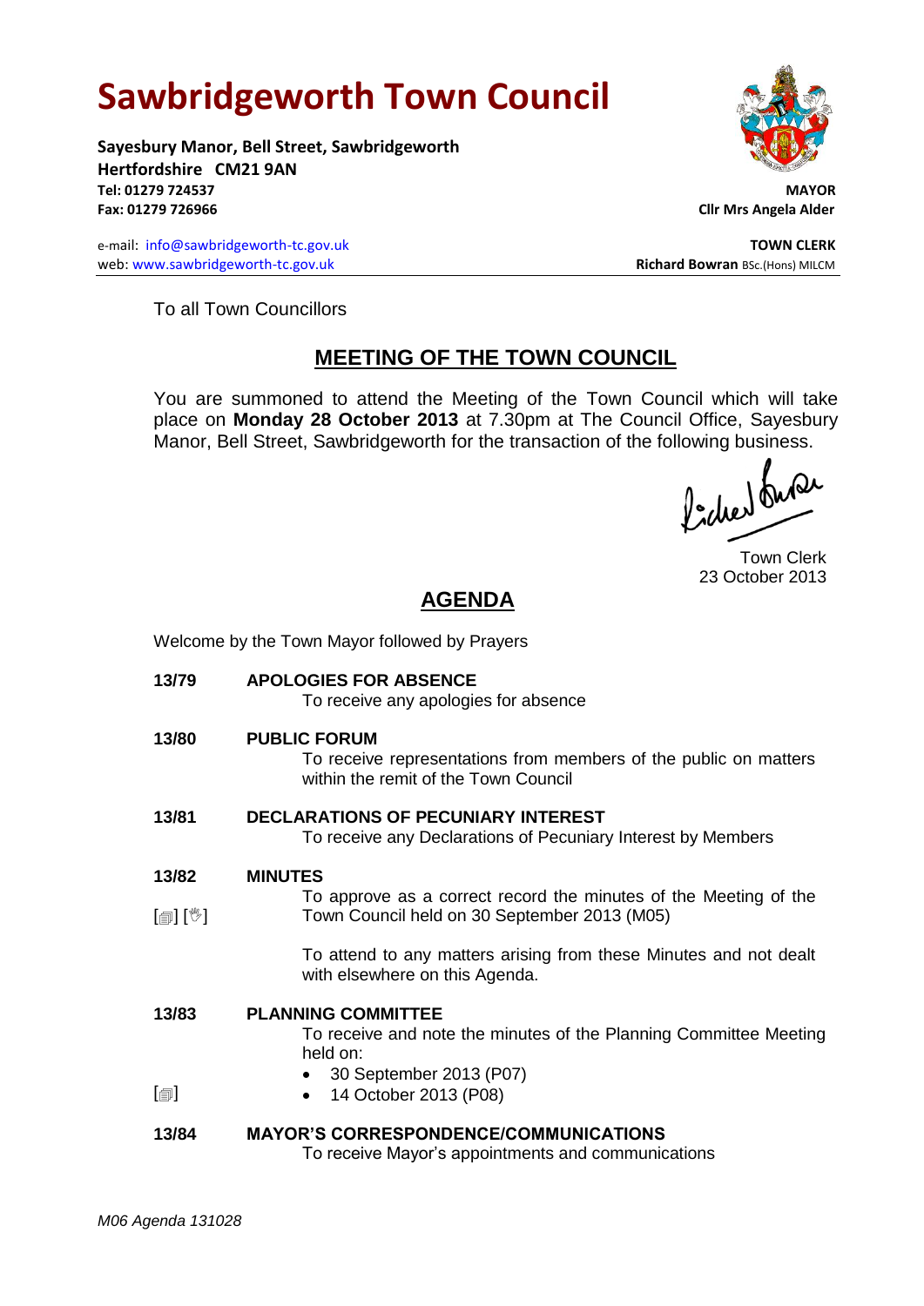# Sawbridgeworth Town Council

**Sayesbury Manor, Bell Street, Sawbridgeworth**
**Hertfordshire CM21 9AN**
**Tel: 01279 724537**
**Fax: 01279 726966**

e-mail: info@sawbridgeworth-tc.gov.uk
web: www.sawbridgeworth-tc.gov.uk

**MAYOR**
**Cllr Mrs Angela Alder**

**TOWN CLERK**
**Richard Bowran** BSc.(Hons) MILCM

To all Town Councillors

## MEETING OF THE TOWN COUNCIL

You are summoned to attend the Meeting of the Town Council which will take place on **Monday 28 October 2013** at 7.30pm at The Council Office, Sayesbury Manor, Bell Street, Sawbridgeworth for the transaction of the following business.

Town Clerk
23 October 2013

## AGENDA

Welcome by the Town Mayor followed by Prayers

**13/79 APOLOGIES FOR ABSENCE**
To receive any apologies for absence

**13/80 PUBLIC FORUM**
To receive representations from members of the public on matters within the remit of the Town Council

**13/81 DECLARATIONS OF PECUNIARY INTEREST**
To receive any Declarations of Pecuniary Interest by Members

**13/82 MINUTES**
[▤] [✋] To approve as a correct record the minutes of the Meeting of the Town Council held on 30 September 2013 (M05)

To attend to any matters arising from these Minutes and not dealt with elsewhere on this Agenda.

**13/83 PLANNING COMMITTEE**
To receive and note the minutes of the Planning Committee Meeting held on:

- 30 September 2013 (P07)
- [▤] 14 October 2013 (P08)

**13/84 MAYOR'S CORRESPONDENCE/COMMUNICATIONS**
To receive Mayor's appointments and communications

*M06 Agenda 131028*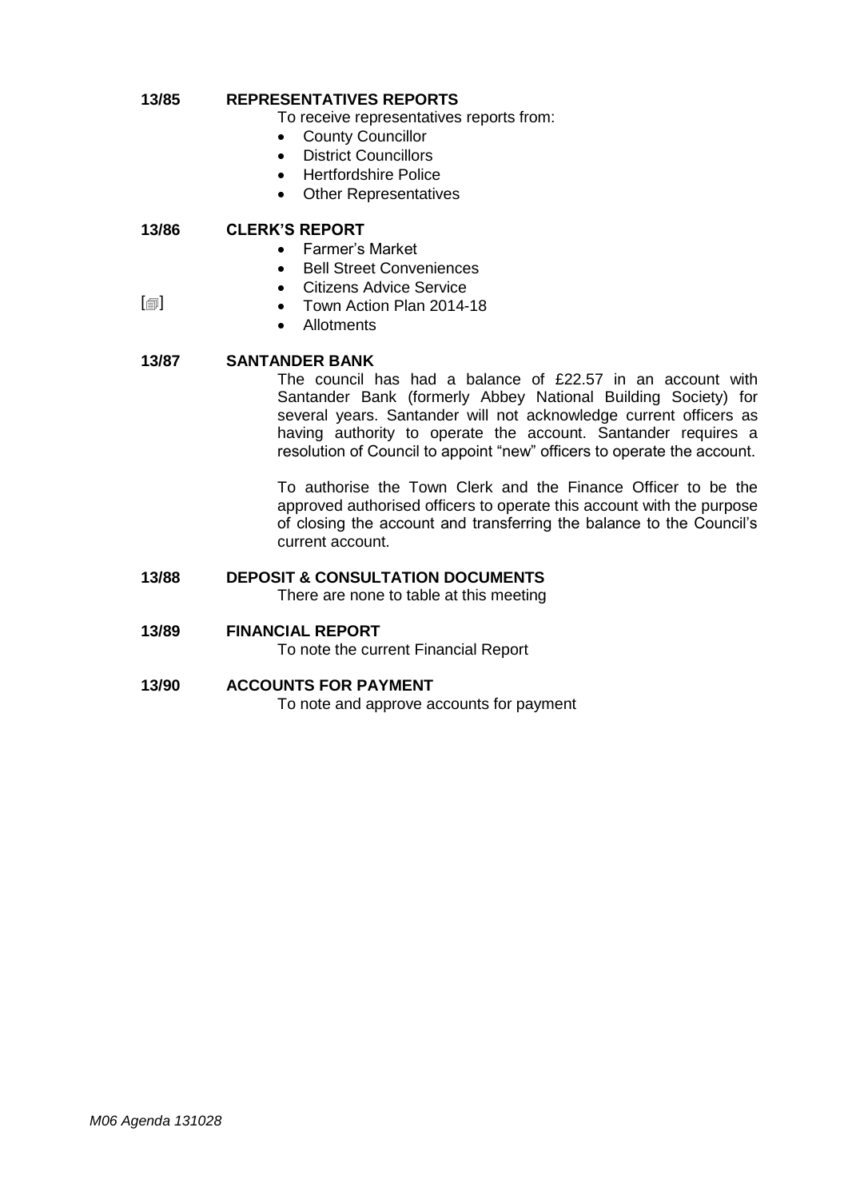**13/85 REPRESENTATIVES REPORTS**

To receive representatives reports from:

- County Councillor
- District Councillors
- Hertfordshire Police
- Other Representatives

**13/86 CLERK'S REPORT**

- Farmer's Market
- Bell Street Conveniences
- Citizens Advice Service
- [🗐] Town Action Plan 2014-18
- Allotments

**13/87 SANTANDER BANK**

The council has had a balance of £22.57 in an account with Santander Bank (formerly Abbey National Building Society) for several years. Santander will not acknowledge current officers as having authority to operate the account. Santander requires a resolution of Council to appoint "new" officers to operate the account.

To authorise the Town Clerk and the Finance Officer to be the approved authorised officers to operate this account with the purpose of closing the account and transferring the balance to the Council's current account.

**13/88 DEPOSIT & CONSULTATION DOCUMENTS**

There are none to table at this meeting

**13/89 FINANCIAL REPORT**

To note the current Financial Report

**13/90 ACCOUNTS FOR PAYMENT**

To note and approve accounts for payment

*M06 Agenda 131028*